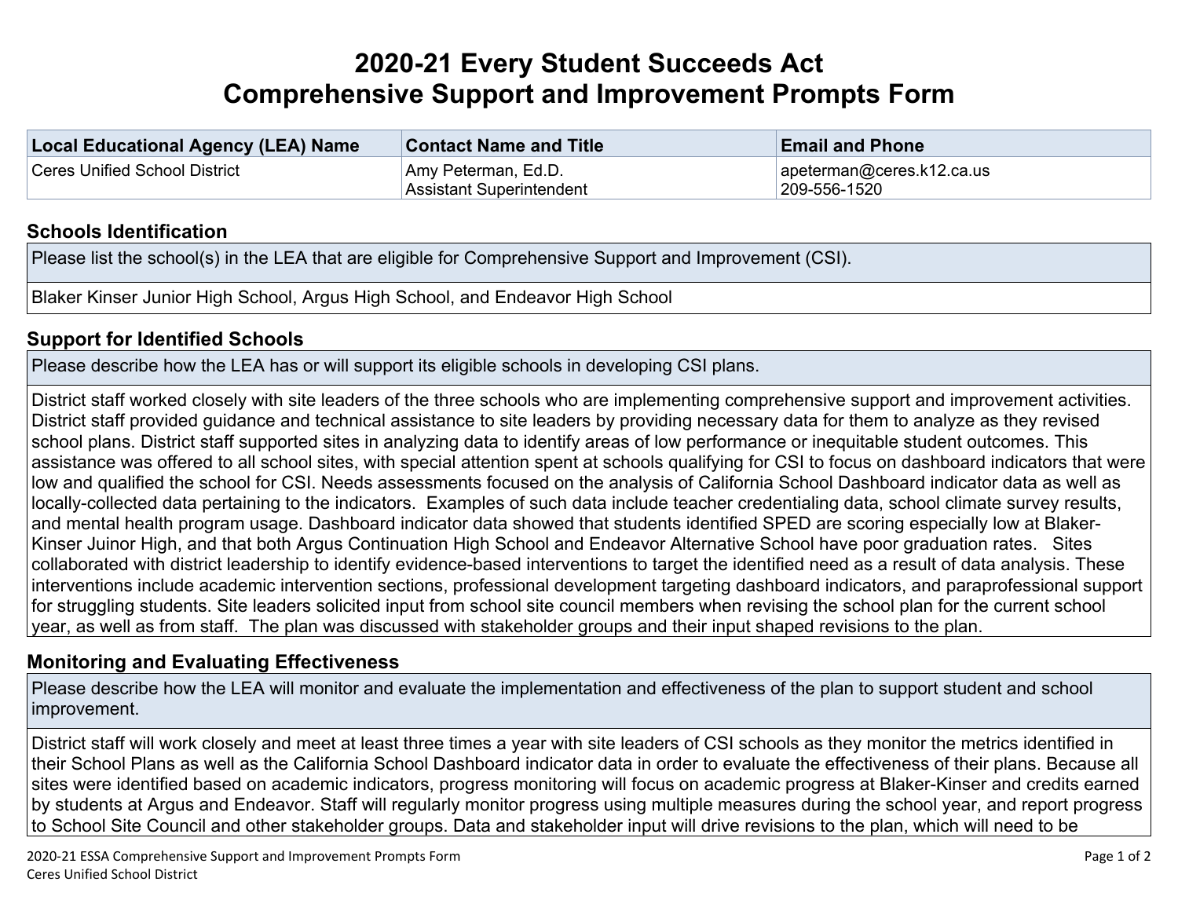# 2020-21 Every Student Succeeds Act
# Comprehensive Support and Improvement Prompts Form

| Local Educational Agency (LEA) Name | Contact Name and Title | Email and Phone |
|---|---|---|
| Ceres Unified School District | Amy Peterman, Ed.D.<br>Assistant Superintendent | apeterman@ceres.k12.ca.us<br>209-556-1520 |

## Schools Identification

Please list the school(s) in the LEA that are eligible for Comprehensive Support and Improvement (CSI).

Blaker Kinser Junior High School, Argus High School, and Endeavor High School

## Support for Identified Schools

Please describe how the LEA has or will support its eligible schools in developing CSI plans.

District staff worked closely with site leaders of the three schools who are implementing comprehensive support and improvement activities. District staff provided guidance and technical assistance to site leaders by providing necessary data for them to analyze as they revised school plans. District staff supported sites in analyzing data to identify areas of low performance or inequitable student outcomes. This assistance was offered to all school sites, with special attention spent at schools qualifying for CSI to focus on dashboard indicators that were low and qualified the school for CSI. Needs assessments focused on the analysis of California School Dashboard indicator data as well as locally-collected data pertaining to the indicators. Examples of such data include teacher credentialing data, school climate survey results, and mental health program usage. Dashboard indicator data showed that students identified SPED are scoring especially low at Blaker-Kinser Juinor High, and that both Argus Continuation High School and Endeavor Alternative School have poor graduation rates. Sites collaborated with district leadership to identify evidence-based interventions to target the identified need as a result of data analysis. These interventions include academic intervention sections, professional development targeting dashboard indicators, and paraprofessional support for struggling students. Site leaders solicited input from school site council members when revising the school plan for the current school year, as well as from staff. The plan was discussed with stakeholder groups and their input shaped revisions to the plan.

## Monitoring and Evaluating Effectiveness

Please describe how the LEA will monitor and evaluate the implementation and effectiveness of the plan to support student and school improvement.

District staff will work closely and meet at least three times a year with site leaders of CSI schools as they monitor the metrics identified in their School Plans as well as the California School Dashboard indicator data in order to evaluate the effectiveness of their plans. Because all sites were identified based on academic indicators, progress monitoring will focus on academic progress at Blaker-Kinser and credits earned by students at Argus and Endeavor. Staff will regularly monitor progress using multiple measures during the school year, and report progress to School Site Council and other stakeholder groups. Data and stakeholder input will drive revisions to the plan, which will need to be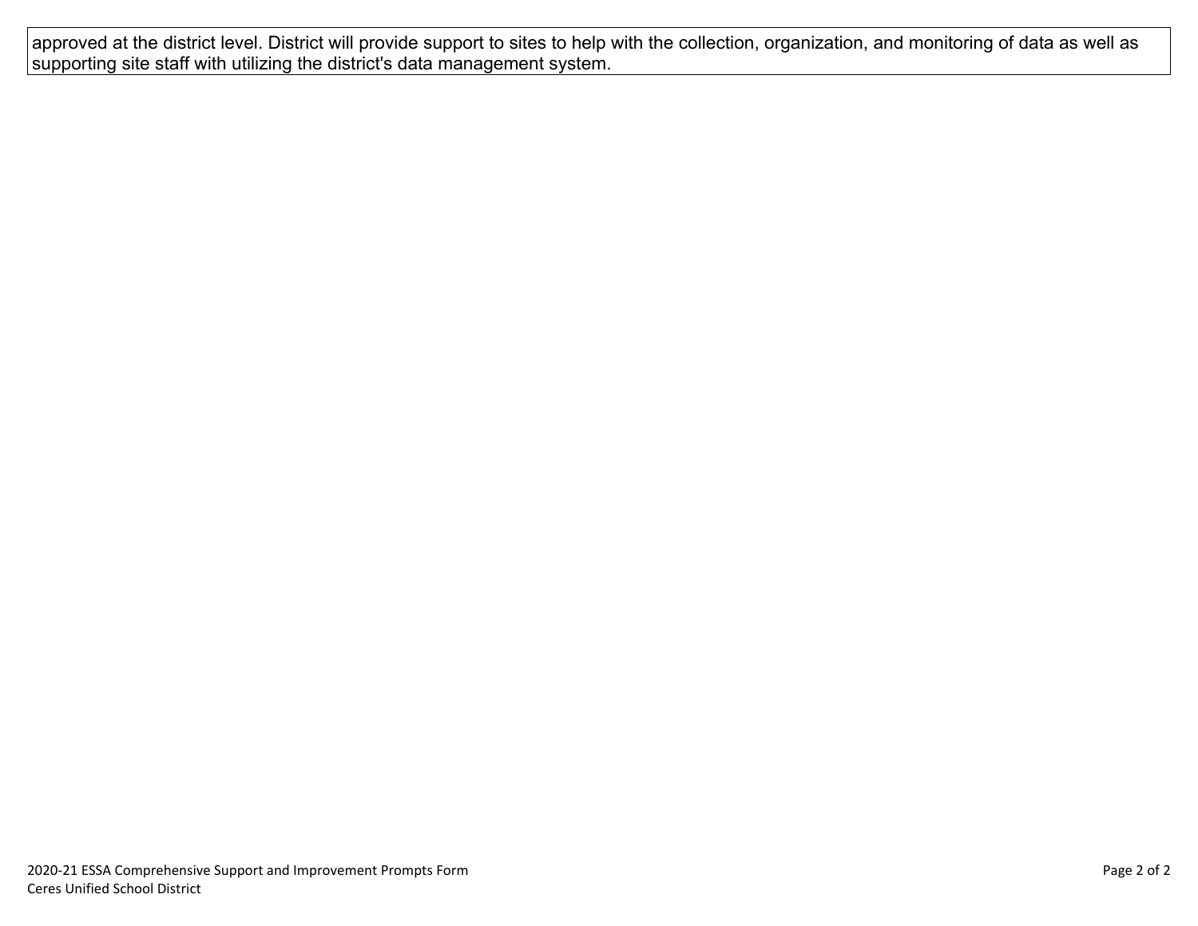approved at the district level. District will provide support to sites to help with the collection, organization, and monitoring of data as well as supporting site staff with utilizing the district's data management system.